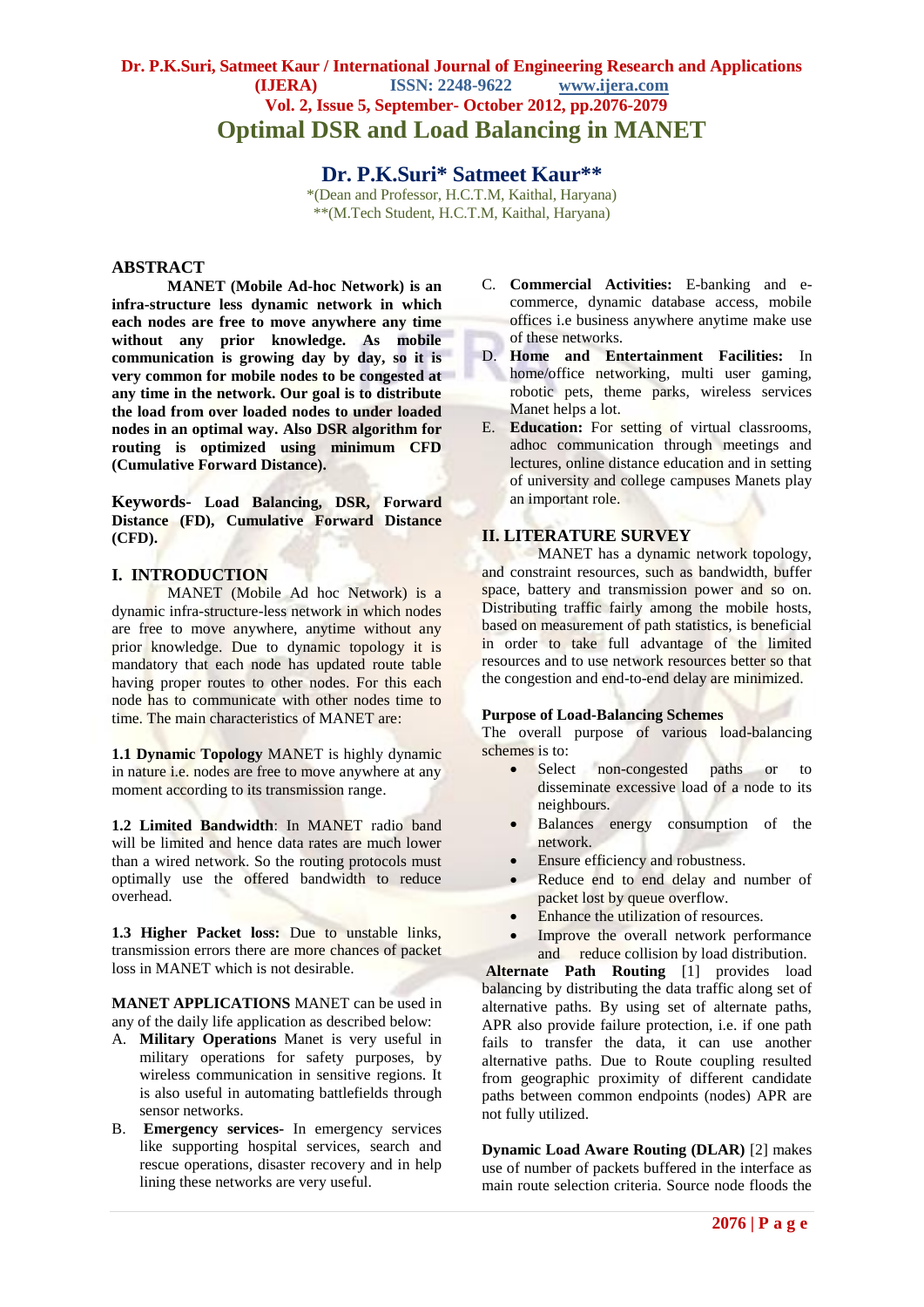# Optimal DSR and Load Balancing in MANET

## Dr. P.K.Suri* Satmeet Kaur**

*(Dean and Professor, H.C.T.M, Kaithal, Haryana)
**(M.Tech Student, H.C.T.M, Kaithal, Haryana)

## ABSTRACT

**MANET (Mobile Ad-hoc Network) is an infra-structure less dynamic network in which each nodes are free to move anywhere any time without any prior knowledge. As mobile communication is growing day by day, so it is very common for mobile nodes to be congested at any time in the network. Our goal is to distribute the load from over loaded nodes to under loaded nodes in an optimal way. Also DSR algorithm for routing is optimized using minimum CFD (Cumulative Forward Distance).**

**Keywords- Load Balancing, DSR, Forward Distance (FD), Cumulative Forward Distance (CFD).**

## I. INTRODUCTION

MANET (Mobile Ad hoc Network) is a dynamic infra-structure-less network in which nodes are free to move anywhere, anytime without any prior knowledge. Due to dynamic topology it is mandatory that each node has updated route table having proper routes to other nodes. For this each node has to communicate with other nodes time to time. The main characteristics of MANET are:

**1.1 Dynamic Topology** MANET is highly dynamic in nature i.e. nodes are free to move anywhere at any moment according to its transmission range.

**1.2 Limited Bandwidth**: In MANET radio band will be limited and hence data rates are much lower than a wired network. So the routing protocols must optimally use the offered bandwidth to reduce overhead.

**1.3 Higher Packet loss:** Due to unstable links, transmission errors there are more chances of packet loss in MANET which is not desirable.

**MANET APPLICATIONS** MANET can be used in any of the daily life application as described below:

A. **Military Operations** Manet is very useful in military operations for safety purposes, by wireless communication in sensitive regions. It is also useful in automating battlefields through sensor networks.
B. **Emergency services-** In emergency services like supporting hospital services, search and rescue operations, disaster recovery and in help lining these networks are very useful.
C. **Commercial Activities:** E-banking and e-commerce, dynamic database access, mobile offices i.e business anywhere anytime make use of these networks.
D. **Home and Entertainment Facilities:** In home/office networking, multi user gaming, robotic pets, theme parks, wireless services Manet helps a lot.
E. **Education:** For setting of virtual classrooms, adhoc communication through meetings and lectures, online distance education and in setting of university and college campuses Manets play an important role.

## II. LITERATURE SURVEY

MANET has a dynamic network topology, and constraint resources, such as bandwidth, buffer space, battery and transmission power and so on. Distributing traffic fairly among the mobile hosts, based on measurement of path statistics, is beneficial in order to take full advantage of the limited resources and to use network resources better so that the congestion and end-to-end delay are minimized.

**Purpose of Load-Balancing Schemes**

The overall purpose of various load-balancing schemes is to:

- Select non-congested paths or to disseminate excessive load of a node to its neighbours.
- Balances energy consumption of the network.
- Ensure efficiency and robustness.
- Reduce end to end delay and number of packet lost by queue overflow.
- Enhance the utilization of resources.
- Improve the overall network performance and reduce collision by load distribution.

**Alternate Path Routing** [1] provides load balancing by distributing the data traffic along set of alternative paths. By using set of alternate paths, APR also provide failure protection, i.e. if one path fails to transfer the data, it can use another alternative paths. Due to Route coupling resulted from geographic proximity of different candidate paths between common endpoints (nodes) APR are not fully utilized.

**Dynamic Load Aware Routing (DLAR)** [2] makes use of number of packets buffered in the interface as main route selection criteria. Source node floods the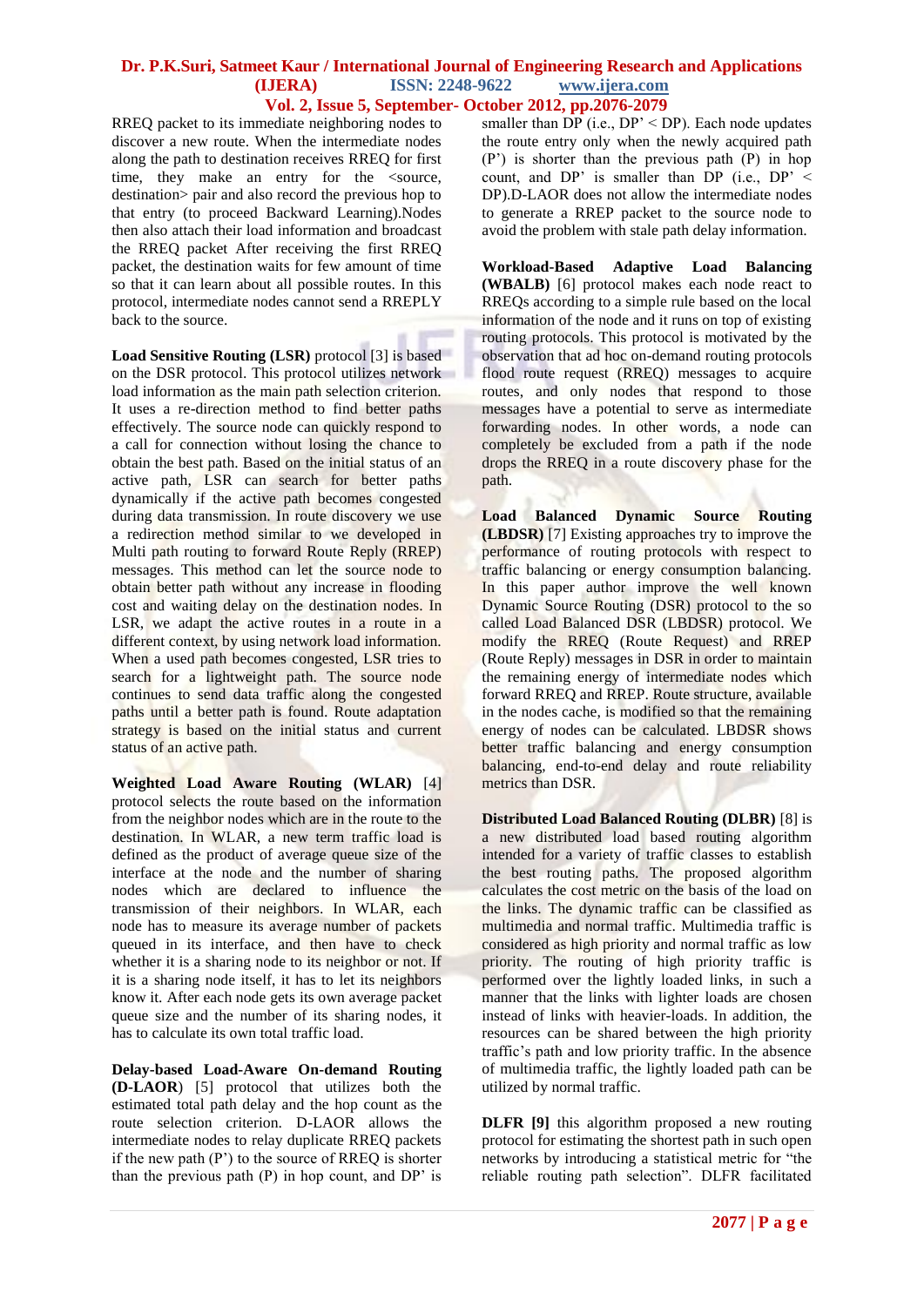RREQ packet to its immediate neighboring nodes to discover a new route. When the intermediate nodes along the path to destination receives RREQ for first time, they make an entry for the <source, destination> pair and also record the previous hop to that entry (to proceed Backward Learning).Nodes then also attach their load information and broadcast the RREQ packet After receiving the first RREQ packet, the destination waits for few amount of time so that it can learn about all possible routes. In this protocol, intermediate nodes cannot send a RREPLY back to the source.

**Load Sensitive Routing (LSR)** protocol [3] is based on the DSR protocol. This protocol utilizes network load information as the main path selection criterion. It uses a re-direction method to find better paths effectively. The source node can quickly respond to a call for connection without losing the chance to obtain the best path. Based on the initial status of an active path, LSR can search for better paths dynamically if the active path becomes congested during data transmission. In route discovery we use a redirection method similar to we developed in Multi path routing to forward Route Reply (RREP) messages. This method can let the source node to obtain better path without any increase in flooding cost and waiting delay on the destination nodes. In LSR, we adapt the active routes in a route in a different context, by using network load information. When a used path becomes congested, LSR tries to search for a lightweight path. The source node continues to send data traffic along the congested paths until a better path is found. Route adaptation strategy is based on the initial status and current status of an active path.

**Weighted Load Aware Routing (WLAR)** [4] protocol selects the route based on the information from the neighbor nodes which are in the route to the destination. In WLAR, a new term traffic load is defined as the product of average queue size of the interface at the node and the number of sharing nodes which are declared to influence the transmission of their neighbors. In WLAR, each node has to measure its average number of packets queued in its interface, and then have to check whether it is a sharing node to its neighbor or not. If it is a sharing node itself, it has to let its neighbors know it. After each node gets its own average packet queue size and the number of its sharing nodes, it has to calculate its own total traffic load.

**Delay-based Load-Aware On-demand Routing (D-LAOR)** [5] protocol that utilizes both the estimated total path delay and the hop count as the route selection criterion. D-LAOR allows the intermediate nodes to relay duplicate RREQ packets if the new path (P') to the source of RREQ is shorter than the previous path (P) in hop count, and DP' is smaller than DP (i.e., DP' < DP). Each node updates the route entry only when the newly acquired path (P') is shorter than the previous path (P) in hop count, and DP' is smaller than DP (i.e., DP' < DP).D-LAOR does not allow the intermediate nodes to generate a RREP packet to the source node to avoid the problem with stale path delay information.

**Workload-Based Adaptive Load Balancing (WBALB)** [6] protocol makes each node react to RREQs according to a simple rule based on the local information of the node and it runs on top of existing routing protocols. This protocol is motivated by the observation that ad hoc on-demand routing protocols flood route request (RREQ) messages to acquire routes, and only nodes that respond to those messages have a potential to serve as intermediate forwarding nodes. In other words, a node can completely be excluded from a path if the node drops the RREQ in a route discovery phase for the path.

**Load Balanced Dynamic Source Routing (LBDSR)** [7] Existing approaches try to improve the performance of routing protocols with respect to traffic balancing or energy consumption balancing. In this paper author improve the well known Dynamic Source Routing (DSR) protocol to the so called Load Balanced DSR (LBDSR) protocol. We modify the RREQ (Route Request) and RREP (Route Reply) messages in DSR in order to maintain the remaining energy of intermediate nodes which forward RREQ and RREP. Route structure, available in the nodes cache, is modified so that the remaining energy of nodes can be calculated. LBDSR shows better traffic balancing and energy consumption balancing, end-to-end delay and route reliability metrics than DSR.

**Distributed Load Balanced Routing (DLBR)** [8] is a new distributed load based routing algorithm intended for a variety of traffic classes to establish the best routing paths. The proposed algorithm calculates the cost metric on the basis of the load on the links. The dynamic traffic can be classified as multimedia and normal traffic. Multimedia traffic is considered as high priority and normal traffic as low priority. The routing of high priority traffic is performed over the lightly loaded links, in such a manner that the links with lighter loads are chosen instead of links with heavier-loads. In addition, the resources can be shared between the high priority traffic's path and low priority traffic. In the absence of multimedia traffic, the lightly loaded path can be utilized by normal traffic.

**DLFR [9]** this algorithm proposed a new routing protocol for estimating the shortest path in such open networks by introducing a statistical metric for "the reliable routing path selection". DLFR facilitated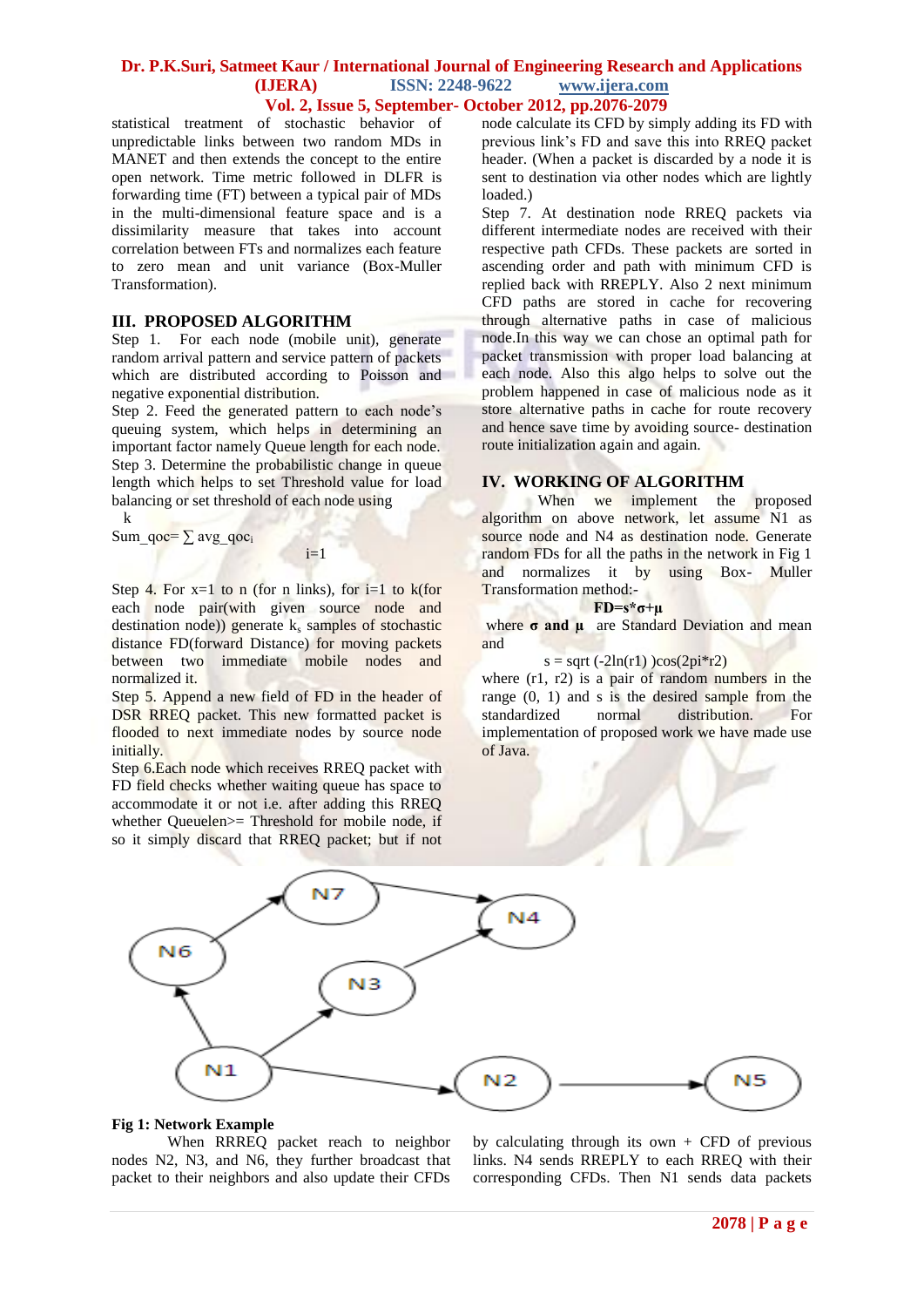statistical treatment of stochastic behavior of unpredictable links between two random MDs in MANET and then extends the concept to the entire open network. Time metric followed in DLFR is forwarding time (FT) between a typical pair of MDs in the multi-dimensional feature space and is a dissimilarity measure that takes into account correlation between FTs and normalizes each feature to zero mean and unit variance (Box-Muller Transformation).

## III. PROPOSED ALGORITHM

Step 1. For each node (mobile unit), generate random arrival pattern and service pattern of packets which are distributed according to Poisson and negative exponential distribution.

Step 2. Feed the generated pattern to each node's queuing system, which helps in determining an important factor namely Queue length for each node.

Step 3. Determine the probabilistic change in queue length which helps to set Threshold value for load balancing or set threshold of each node using

$$Sum\_qoc = \sum_{i=1}^{k} avg\_qoc_i$$

Step 4. For x=1 to n (for n links), for i=1 to k(for each node pair(with given source node and destination node)) generate $k_s$ samples of stochastic distance FD(forward Distance) for moving packets between two immediate mobile nodes and normalized it.

Step 5. Append a new field of FD in the header of DSR RREQ packet. This new formatted packet is flooded to next immediate nodes by source node initially.

Step 6.Each node which receives RREQ packet with FD field checks whether waiting queue has space to accommodate it or not i.e. after adding this RREQ whether Queuelen>= Threshold for mobile node, if so it simply discard that RREQ packet; but if not node calculate its CFD by simply adding its FD with previous link's FD and save this into RREQ packet header. (When a packet is discarded by a node it is sent to destination via other nodes which are lightly loaded.)

Step 7. At destination node RREQ packets via different intermediate nodes are received with their respective path CFDs. These packets are sorted in ascending order and path with minimum CFD is replied back with RREPLY. Also 2 next minimum CFD paths are stored in cache for recovering through alternative paths in case of malicious node.In this way we can chose an optimal path for packet transmission with proper load balancing at each node. Also this algo helps to solve out the problem happened in case of malicious node as it store alternative paths in cache for route recovery and hence save time by avoiding source- destination route initialization again and again.

## IV. WORKING OF ALGORITHM

When we implement the proposed algorithm on above network, let assume N1 as source node and N4 as destination node. Generate random FDs for all the paths in the network in Fig 1 and normalizes it by using Box- Muller Transformation method:-

$$\mathbf{FD = s^*\sigma + \mu}$$

where **σ and μ** are Standard Deviation and mean and

$$s = \text{sqrt}(-2\ln(r1))\cos(2\pi^*r2)$$

where (r1, r2) is a pair of random numbers in the range (0, 1) and s is the desired sample from the standardized normal distribution. For implementation of proposed work we have made use of Java.

**Fig 1: Network Example**

When RRREQ packet reach to neighbor nodes N2, N3, and N6, they further broadcast that packet to their neighbors and also update their CFDs by calculating through its own + CFD of previous links. N4 sends RREPLY to each RREQ with their corresponding CFDs. Then N1 sends data packets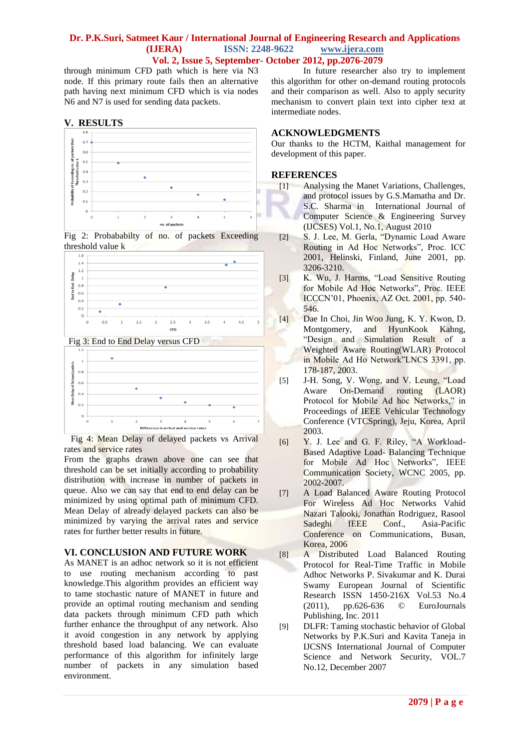through minimum CFD path which is here via N3 node. If this primary route fails then an alternative path having next minimum CFD which is via nodes N6 and N7 is used for sending data packets.

## V. RESULTS

0.8
0.7
0.6
0.5
0.4
0.3
0.2
0.1
0
0 1 2 3 4 5 6
Probability of Exceeding no. of packets than Threshold value k
no. of packets

Fig 2: Probabability of no. of packets Exceeding threshold value k

1.6
1.4
1.2
1
0.8
0.6
0.4
0.2
0
0 0.5 1 1.5 2 2.5 3 3.5 4 4.5 5
End to End Delay
CFD

Fig 3: End to End Delay versus CFD

1.2
1
0.8
0.6
0.4
0.2
0
0 1 2 3 4 5 6 7
Mean Delay of Delayed packets
Difference in arrival and service rates

Fig 4: Mean Delay of delayed packets vs Arrival rates and service rates

From the graphs drawn above one can see that threshold can be set initially according to probability distribution with increase in number of packets in queue. Also we can say that end to end delay can be minimized by using optimal path of minimum CFD. Mean Delay of already delayed packets can also be minimized by varying the arrival rates and service rates for further better results in future.

## VI. CONCLUSION AND FUTURE WORK

As MANET is an adhoc network so it is not efficient to use routing mechanism according to past knowledge.This algorithm provides an efficient way to tame stochastic nature of MANET in future and provide an optimal routing mechanism and sending data packets through minimum CFD path which further enhance the throughput of any network. Also it avoid congestion in any network by applying threshold based load balancing. We can evaluate performance of this algorithm for infinitely large number of packets in any simulation based environment.

In future researcher also try to implement this algorithm for other on-demand routing protocols and their comparison as well. Also to apply security mechanism to convert plain text into cipher text at intermediate nodes.

## ACKNOWLEDGMENTS

Our thanks to the HCTM, Kaithal management for development of this paper.

## REFERENCES

[1] Analysing the Manet Variations, Challenges, and protocol issues by G.S.Mamatha and Dr. S.C. Sharma in International Journal of Computer Science & Engineering Survey (IJCSES) Vol.1, No.1, August 2010

[2] S. J. Lee, M. Gerla, "Dynamic Load Aware Routing in Ad Hoc Networks", Proc. ICC 2001, Helinski, Finland, June 2001, pp. 3206-3210.

[3] K. Wu, J. Harms, "Load Sensitive Routing for Mobile Ad Hoc Networks", Proc. IEEE ICCCN'01, Phoenix, AZ Oct. 2001, pp. 540-546.

[4] Dae In Choi, Jin Woo Jung, K. Y. Kwon, D. Montgomery, and HyunKook Kahng, "Design and Simulation Result of a Weighted Aware Routing(WLAR) Protocol in Mobile Ad Ho Network"LNCS 3391, pp. 178-187, 2003.

[5] J-H. Song, V. Wong, and V. Leung, "Load Aware On-Demand routing (LAOR) Protocol for Mobile Ad hoc Networks," in Proceedings of IEEE Vehicular Technology Conference (VTCSpring), Jeju, Korea, April 2003.

[6] Y. J. Lee and G. F. Riley, "A Workload-Based Adaptive Load- Balancing Technique for Mobile Ad Hoc Networks", IEEE Communication Society, WCNC 2005, pp. 2002-2007.

[7] A Load Balanced Aware Routing Protocol For Wireless Ad Hoc Networks Vahid Nazari Talooki, Jonathan Rodriguez, Rasool Sadeghi IEEE Conf., Asia-Pacific Conference on Communications, Busan, Korea, 2006

[8] A Distributed Load Balanced Routing Protocol for Real-Time Traffic in Mobile Adhoc Networks P. Sivakumar and K. Durai Swamy European Journal of Scientific Research ISSN 1450-216X Vol.53 No.4 (2011), pp.626-636 © EuroJournals Publishing, Inc. 2011

[9] DLFR: Taming stochastic behavior of Global Networks by P.K.Suri and Kavita Taneja in IJCSNS International Journal of Computer Science and Network Security, VOL.7 No.12, December 2007